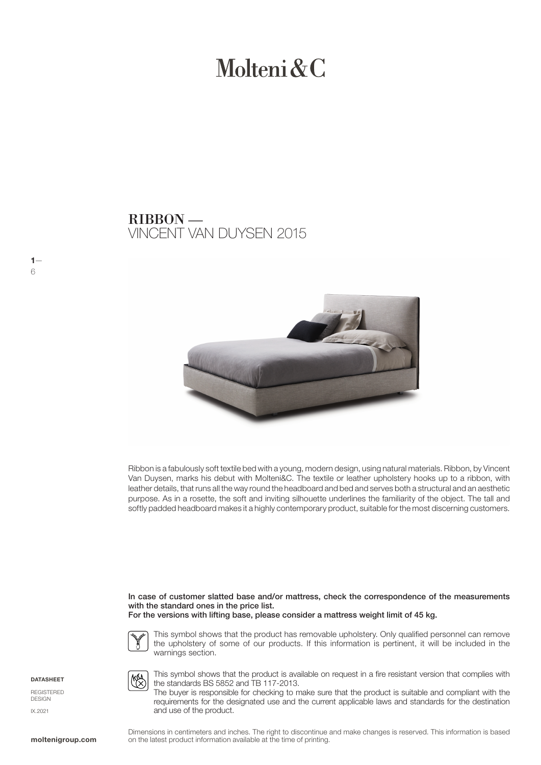# Molteni&C

## RIBBON —
VINCENT VAN DUYSEN 2015

Ribbon is a fabulously soft textile bed with a young, modern design, using natural materials. Ribbon, by Vincent Van Duysen, marks his debut with Molteni&C. The textile or leather upholstery hooks up to a ribbon, with leather details, that runs all the way round the headboard and bed and serves both a structural and an aesthetic purpose. As in a rosette, the soft and inviting silhouette underlines the familiarity of the object. The tall and softly padded headboard makes it a highly contemporary product, suitable for the most discerning customers.

**In case of customer slatted base and/or mattress, check the correspondence of the measurements with the standard ones in the price list.**
**For the versions with lifting base, please consider a mattress weight limit of 45 kg.**

This symbol shows that the product has removable upholstery. Only qualified personnel can remove the upholstery of some of our products. If this information is pertinent, it will be included in the warnings section.

This symbol shows that the product is available on request in a fire resistant version that complies with the standards BS 5852 and TB 117-2013.
The buyer is responsible for checking to make sure that the product is suitable and compliant with the requirements for the designated use and the current applicable laws and standards for the destination and use of the product.

**DATASHEET**

REGISTERED DESIGN

IX.2021

Dimensions in centimeters and inches. The right to discontinue and make changes is reserved. This information is based on the latest product information available at the time of printing.

**moltenigroup.com**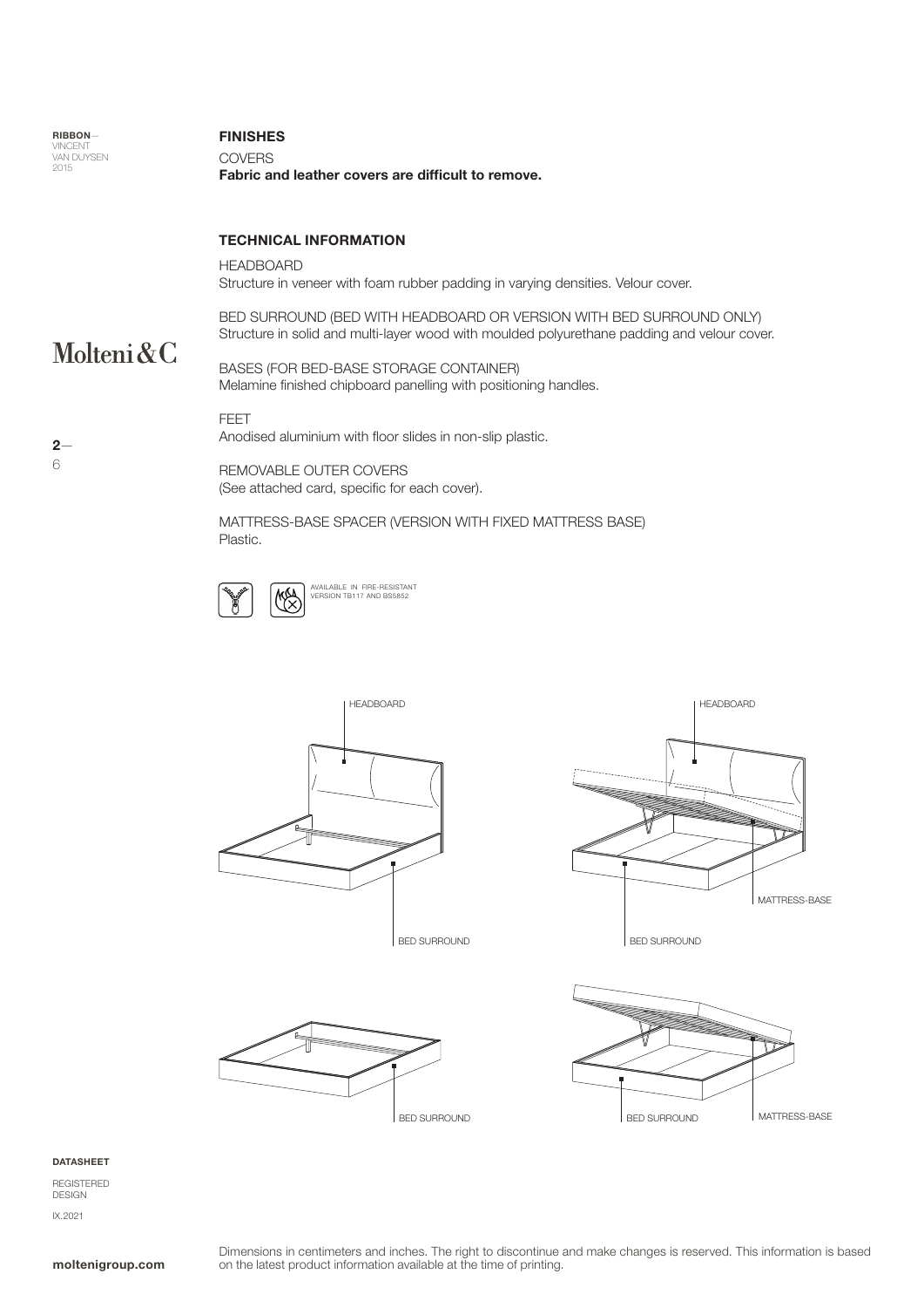RIBBON—
VINCENT
VAN DUYSEN
2015

Molteni&C

## FINISHES

COVERS

**Fabric and leather covers are difficult to remove.**

## TECHNICAL INFORMATION

HEADBOARD

Structure in veneer with foam rubber padding in varying densities. Velour cover.

BED SURROUND (BED WITH HEADBOARD OR VERSION WITH BED SURROUND ONLY)

Structure in solid and multi-layer wood with moulded polyurethane padding and velour cover.

BASES (FOR BED-BASE STORAGE CONTAINER)

Melamine finished chipboard panelling with positioning handles.

FEET

Anodised aluminium with floor slides in non-slip plastic.

REMOVABLE OUTER COVERS

(See attached card, specific for each cover).

MATTRESS-BASE SPACER (VERSION WITH FIXED MATTRESS BASE)

Plastic.

AVAILABLE IN FIRE-RESISTANT VERSION TB117 AND BS5852

HEADBOARD

BED SURROUND

HEADBOARD

MATTRESS-BASE

BED SURROUND

BED SURROUND

BED SURROUND

MATTRESS-BASE

**DATASHEET**

REGISTERED DESIGN

IX.2021

**moltenigroup.com**

Dimensions in centimeters and inches. The right to discontinue and make changes is reserved. This information is based on the latest product information available at the time of printing.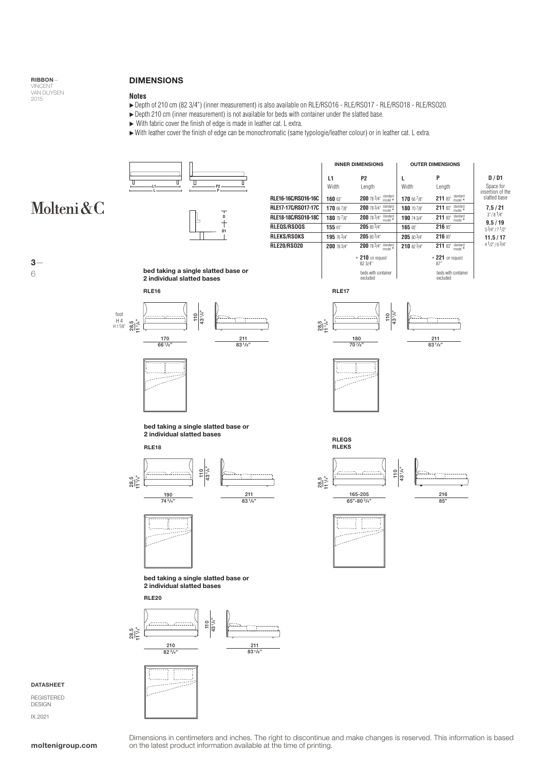RIBBON—
VINCENT
VAN DUYSEN
2015

## DIMENSIONS

### Notes

- Depth of 210 cm (82 3/4") (inner measurement) is also available on RLE/RSO16 - RLE/RSO17 - RLE/RSO18 - RLE/RSO20.
- Depth 210 cm (inner measurement) is not available for beds with container under the slatted base.
- With fabric cover the finish of edge is made in leather cat. L extra.
- With leather cover the finish of edge can be monochromatic (same typologie/leather colour) or in leather cat. L extra.

Molteni&C

| | INNER DIMENSIONS | | OUTER DIMENSIONS | | |
|---|---|---|---|---|---|
| | L1 Width | P2 Length | L Width | P Length | D / D1 Space for insertion of the slatted base |
| RLE16-16C/RSO16-16C | 160 63" | 200 78 3/4" standard model * | 170 66 7/8" | 211 83" standard model * | 7,5 / 21 3" / 8 1/4" |
| RLE17-17C/RSO17-17C | 170 66 7/8" | 200 78 3/4" standard model * | 180 70 7/8" | 211 83" standard model * | 9,5 / 19 3 3/4" / 7 1/2" |
| RLE18-18C/RSO18-18C | 180 70 7/8" | 200 78 3/4" standard model * | 190 74 3/4" | 211 83" standard model * | 11,5 / 17 4 1/2" / 6 3/4" |
| RLEQS/RSOQS | 155 61" | 205 80 3/4" | 165 65" | 216 85" | |
| RLEKS/RSOKS | 195 76 3/4" | 205 80 3/4" | 205 80 3/4" | 216 85" | |
| RLE20/RSO20 | 200 78 3/4" | 200 78 3/4" standard model * | 210 82 3/4" | 211 83" standard model * | |
| | | * 210 on request 82 3/4" beds with container excluded | | * 221 on request 87" beds with container excluded | |

**bed taking a single slatted base or 2 individual slatted bases**

**RLE16**

foot H 4 H 1 5/8"

28,5 11 1/4" — 110 43 1/4" — 170 66 7/8" — 211 83 1/8"

**RLE17**

28,5 11 1/4" — 110 43 1/4" — 180 70 7/8" — 211 83 1/8"

**bed taking a single slatted base or 2 individual slatted bases**

**RLE18**

28,5 11 1/4" — 110 43 1/4" — 190 74 3/4" — 211 83 1/8"

**RLEQS**
**RLEKS**

28,5 11 1/4" — 110 43 1/4" — 165-205 65"-80 3/4" — 216 85"

**bed taking a single slatted base or 2 individual slatted bases**

**RLE20**

28,5 11 1/4" — 110 43 1/4" — 210 82 3/4" — 211 83 1/8"

DATASHEET

REGISTERED DESIGN

IX.2021

Dimensions in centimeters and inches. The right to discontinue and make changes is reserved. This information is based on the latest product information available at the time of printing.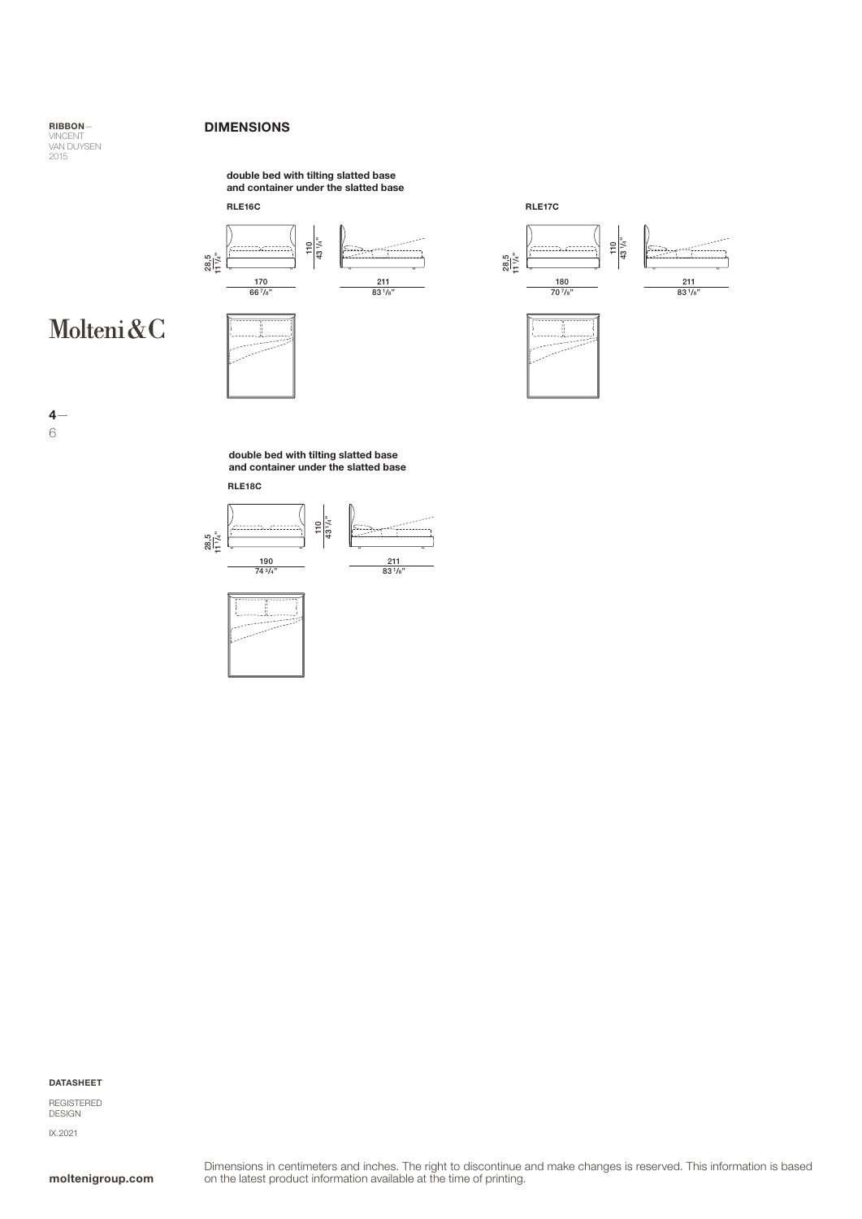## DIMENSIONS

**double bed with tilting slatted base and container under the slatted base**

**RLE16C**

28,5
11 1/4"

110
43 1/4"

170
66 7/8"

211
83 1/8"

**RLE17C**

28,5
11 1/4"

110
43 1/4"

180
70 7/8"

211
83 1/8"

**double bed with tilting slatted base and container under the slatted base**

**RLE18C**

28,5
11 1/4"

110
43 1/4"

190
74 3/4"

211
83 1/8"

Dimensions in centimeters and inches. The right to discontinue and make changes is reserved. This information is based on the latest product information available at the time of printing.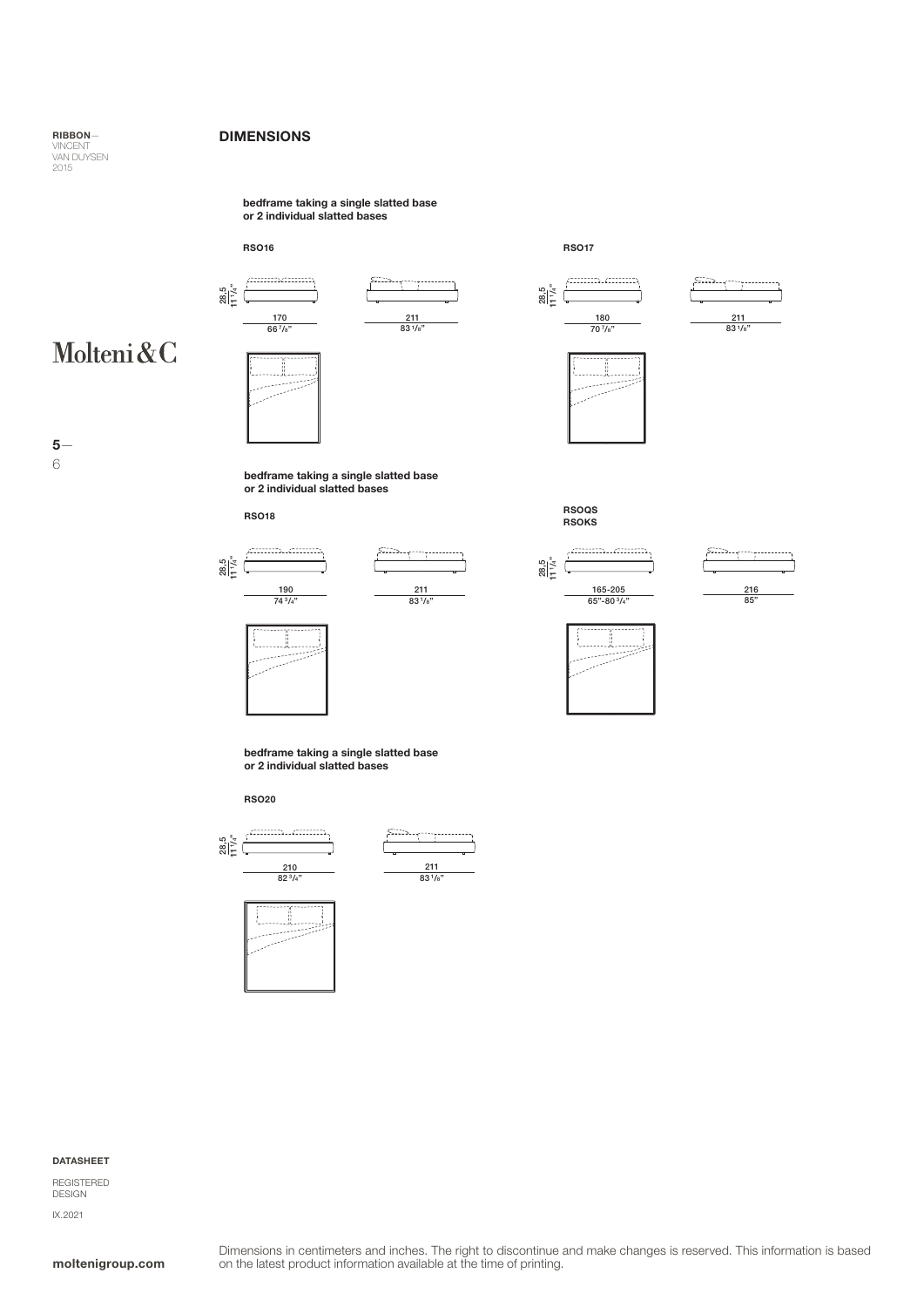## DIMENSIONS

**bedframe taking a single slatted base or 2 individual slatted bases**

**RSO16**

28,5
11 1/4"

170
66 7/8"

211
83 1/8"

**RSO17**

28,5
11 1/4"

180
70 7/8"

211
83 1/8"

**bedframe taking a single slatted base or 2 individual slatted bases**

**RSO18**

28,5
11 1/4"

190
74 3/4"

211
83 1/8"

**RSOQS**
**RSOKS**

28,5
11 1/4"

165-205
65"-80 3/4"

216
85"

**bedframe taking a single slatted base or 2 individual slatted bases**

**RSO20**

28,5
11 1/4"

210
82 3/4"

211
83 1/8"

Dimensions in centimeters and inches. The right to discontinue and make changes is reserved. This information is based on the latest product information available at the time of printing.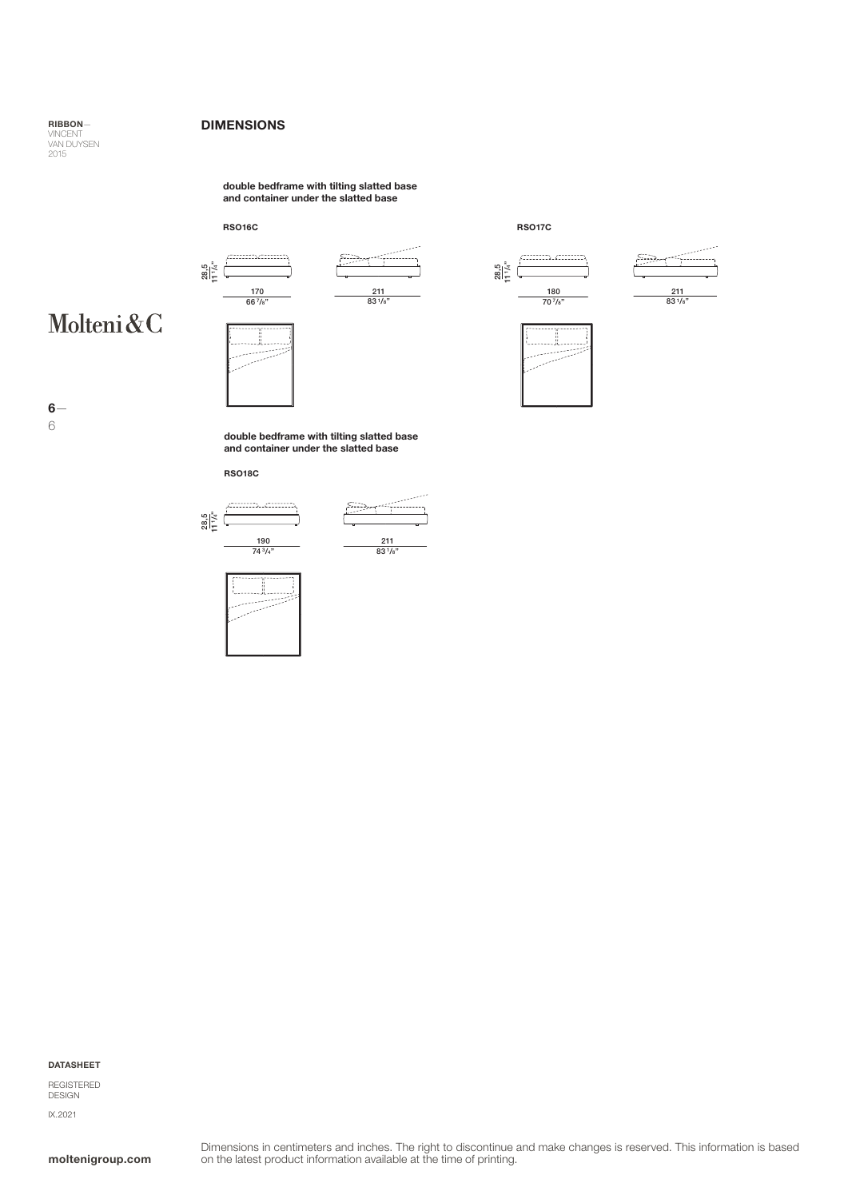RIBBON—
VINCENT
VAN DUYSEN
2015

Molteni&C

## DIMENSIONS

**double bedframe with tilting slatted base and container under the slatted base**

**RSO16C**

28,5
11 1/4"

170
66 7/8"

211
83 1/8"

**RSO17C**

28,5
11 1/4"

180
70 7/8"

211
83 1/8"

**double bedframe with tilting slatted base and container under the slatted base**

**RSO18C**

28,5
11 1/4"

190
74 3/4"

211
83 1/8"

**DATASHEET**

REGISTERED
DESIGN

IX.2021

**moltenigroup.com**

Dimensions in centimeters and inches. The right to discontinue and make changes is reserved. This information is based on the latest product information available at the time of printing.